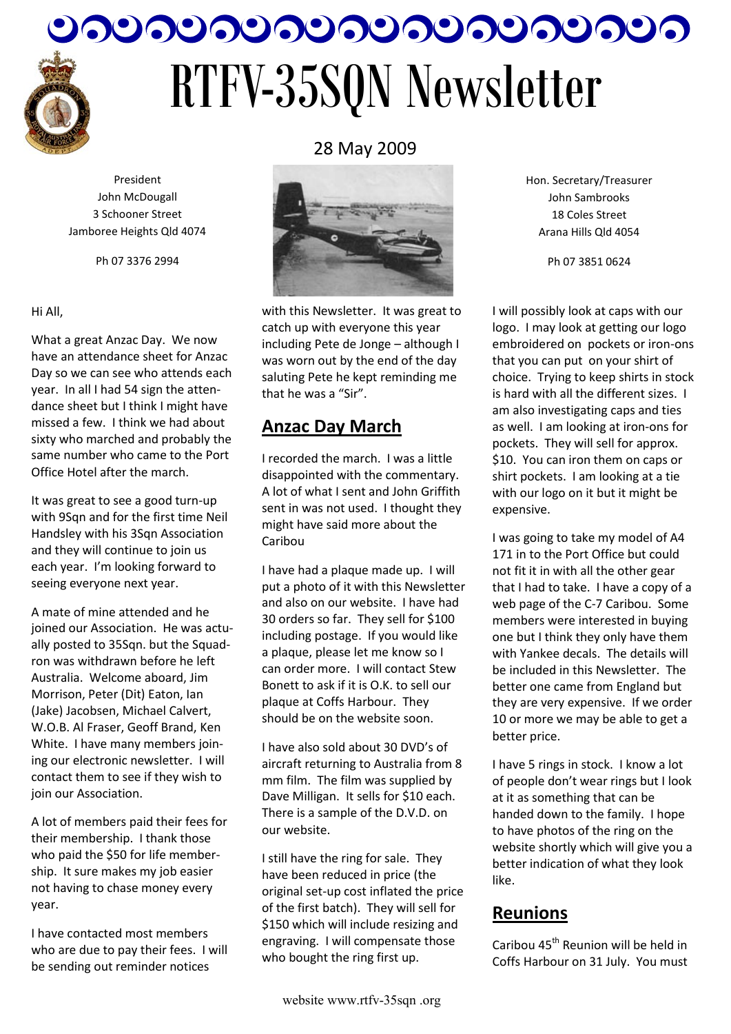# RTFV-35SQN Newsletter

28 May 2009

President
John McDougall
3 Schooner Street
Jamboree Heights Qld 4074

Ph 07 3376 2994

Hon. Secretary/Treasurer
John Sambrooks
18 Coles Street
Arana Hills Qld 4054

Ph 07 3851 0624

Hi All,

What a great Anzac Day. We now have an attendance sheet for Anzac Day so we can see who attends each year. In all I had 54 sign the attendance sheet but I think I might have missed a few. I think we had about sixty who marched and probably the same number who came to the Port Office Hotel after the march.

It was great to see a good turn-up with 9Sqn and for the first time Neil Handsley with his 3Sqn Association and they will continue to join us each year. I'm looking forward to seeing everyone next year.

A mate of mine attended and he joined our Association. He was actually posted to 35Sqn. but the Squadron was withdrawn before he left Australia. Welcome aboard, Jim Morrison, Peter (Dit) Eaton, Ian (Jake) Jacobsen, Michael Calvert, W.O.B. Al Fraser, Geoff Brand, Ken White. I have many members joining our electronic newsletter. I will contact them to see if they wish to join our Association.

A lot of members paid their fees for their membership. I thank those who paid the $50 for life membership. It sure makes my job easier not having to chase money every year.

I have contacted most members who are due to pay their fees. I will be sending out reminder notices with this Newsletter. It was great to catch up with everyone this year including Pete de Jonge – although I was worn out by the end of the day saluting Pete he kept reminding me that he was a "Sir".

## Anzac Day March

I recorded the march. I was a little disappointed with the commentary. A lot of what I sent and John Griffith sent in was not used. I thought they might have said more about the Caribou

I have had a plaque made up. I will put a photo of it with this Newsletter and also on our website. I have had 30 orders so far. They sell for $100 including postage. If you would like a plaque, please let me know so I can order more. I will contact Stew Bonett to ask if it is O.K. to sell our plaque at Coffs Harbour. They should be on the website soon.

I have also sold about 30 DVD's of aircraft returning to Australia from 8 mm film. The film was supplied by Dave Milligan. It sells for $10 each. There is a sample of the D.V.D. on our website.

I still have the ring for sale. They have been reduced in price (the original set-up cost inflated the price of the first batch). They will sell for $150 which will include resizing and engraving. I will compensate those who bought the ring first up.

I will possibly look at caps with our logo. I may look at getting our logo embroidered on pockets or iron-ons that you can put on your shirt of choice. Trying to keep shirts in stock is hard with all the different sizes. I am also investigating caps and ties as well. I am looking at iron-ons for pockets. They will sell for approx. $10. You can iron them on caps or shirt pockets. I am looking at a tie with our logo on it but it might be expensive.

I was going to take my model of A4 171 in to the Port Office but could not fit it in with all the other gear that I had to take. I have a copy of a web page of the C-7 Caribou. Some members were interested in buying one but I think they only have them with Yankee decals. The details will be included in this Newsletter. The better one came from England but they are very expensive. If we order 10 or more we may be able to get a better price.

I have 5 rings in stock. I know a lot of people don't wear rings but I look at it as something that can be handed down to the family. I hope to have photos of the ring on the website shortly which will give you a better indication of what they look like.

## Reunions

Caribou 45th Reunion will be held in Coffs Harbour on 31 July. You must

website www.rtfv-35sqn .org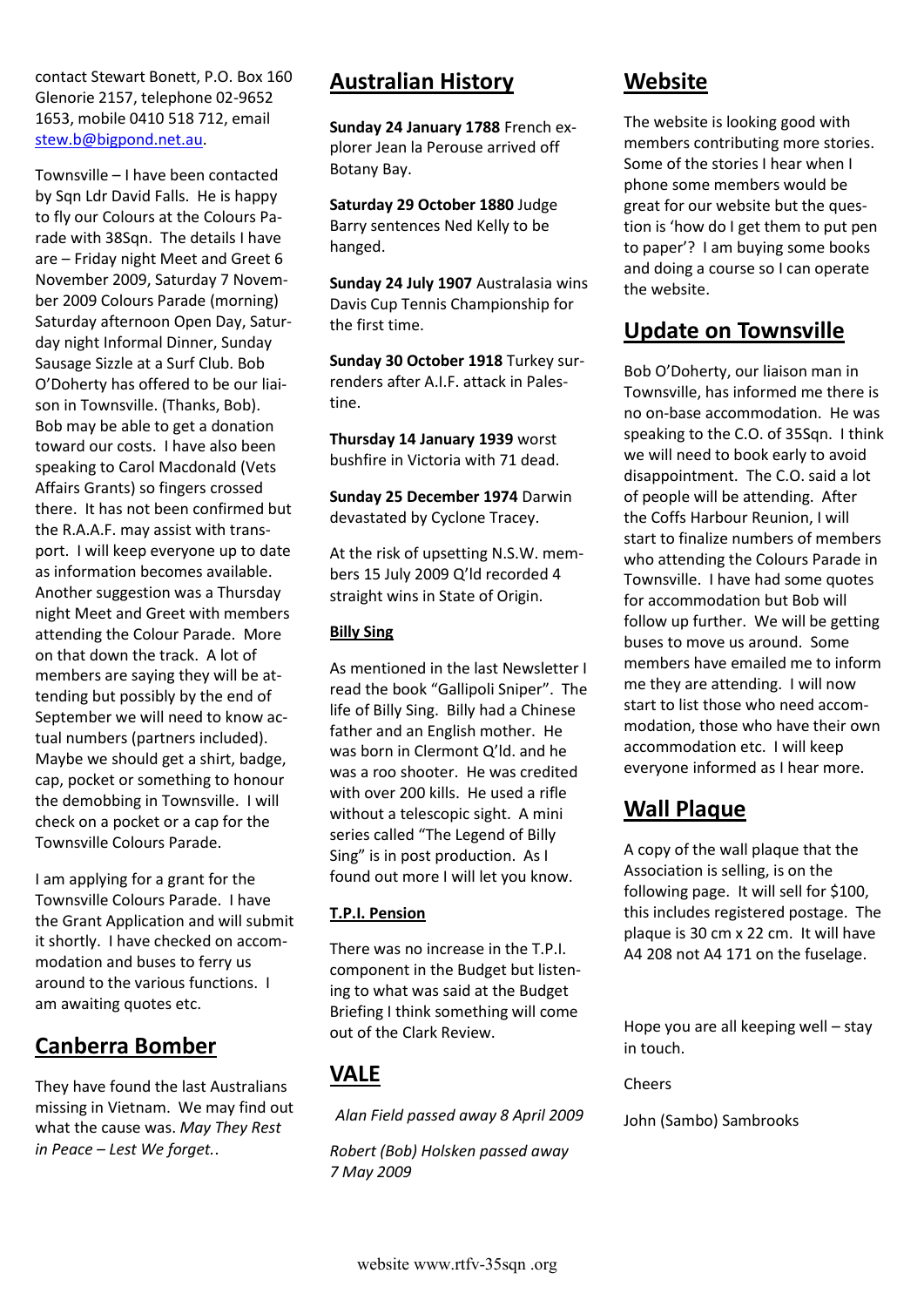contact Stewart Bonett, P.O. Box 160 Glenorie 2157, telephone 02-9652 1653, mobile 0410 518 712, email stew.b@bigpond.net.au.

Townsville – I have been contacted by Sqn Ldr David Falls. He is happy to fly our Colours at the Colours Parade with 38Sqn. The details I have are – Friday night Meet and Greet 6 November 2009, Saturday 7 November 2009 Colours Parade (morning) Saturday afternoon Open Day, Saturday night Informal Dinner, Sunday Sausage Sizzle at a Surf Club. Bob O'Doherty has offered to be our liaison in Townsville. (Thanks, Bob). Bob may be able to get a donation toward our costs. I have also been speaking to Carol Macdonald (Vets Affairs Grants) so fingers crossed there. It has not been confirmed but the R.A.A.F. may assist with transport. I will keep everyone up to date as information becomes available. Another suggestion was a Thursday night Meet and Greet with members attending the Colour Parade. More on that down the track. A lot of members are saying they will be attending but possibly by the end of September we will need to know actual numbers (partners included). Maybe we should get a shirt, badge, cap, pocket or something to honour the demobbing in Townsville. I will check on a pocket or a cap for the Townsville Colours Parade.

I am applying for a grant for the Townsville Colours Parade. I have the Grant Application and will submit it shortly. I have checked on accommodation and buses to ferry us around to the various functions. I am awaiting quotes etc.

## Canberra Bomber

They have found the last Australians missing in Vietnam. We may find out what the cause was. *May They Rest in Peace – Lest We forget.*.

## Australian History

**Sunday 24 January 1788** French explorer Jean la Perouse arrived off Botany Bay.

**Saturday 29 October 1880** Judge Barry sentences Ned Kelly to be hanged.

**Sunday 24 July 1907** Australasia wins Davis Cup Tennis Championship for the first time.

**Sunday 30 October 1918** Turkey surrenders after A.I.F. attack in Palestine.

**Thursday 14 January 1939** worst bushfire in Victoria with 71 dead.

**Sunday 25 December 1974** Darwin devastated by Cyclone Tracey.

At the risk of upsetting N.S.W. members 15 July 2009 Q'ld recorded 4 straight wins in State of Origin.

### Billy Sing

As mentioned in the last Newsletter I read the book "Gallipoli Sniper". The life of Billy Sing. Billy had a Chinese father and an English mother. He was born in Clermont Q'ld. and he was a roo shooter. He was credited with over 200 kills. He used a rifle without a telescopic sight. A mini series called "The Legend of Billy Sing" is in post production. As I found out more I will let you know.

### T.P.I. Pension

There was no increase in the T.P.I. component in the Budget but listening to what was said at the Budget Briefing I think something will come out of the Clark Review.

## VALE

*Alan Field passed away 8 April 2009*

*Robert (Bob) Holsken passed away 7 May 2009*

## Website

The website is looking good with members contributing more stories. Some of the stories I hear when I phone some members would be great for our website but the question is 'how do I get them to put pen to paper'? I am buying some books and doing a course so I can operate the website.

## Update on Townsville

Bob O'Doherty, our liaison man in Townsville, has informed me there is no on-base accommodation. He was speaking to the C.O. of 35Sqn. I think we will need to book early to avoid disappointment. The C.O. said a lot of people will be attending. After the Coffs Harbour Reunion, I will start to finalize numbers of members who attending the Colours Parade in Townsville. I have had some quotes for accommodation but Bob will follow up further. We will be getting buses to move us around. Some members have emailed me to inform me they are attending. I will now start to list those who need accommodation, those who have their own accommodation etc. I will keep everyone informed as I hear more.

## Wall Plaque

A copy of the wall plaque that the Association is selling, is on the following page. It will sell for $100, this includes registered postage. The plaque is 30 cm x 22 cm. It will have A4 208 not A4 171 on the fuselage.

Hope you are all keeping well – stay in touch.

Cheers

John (Sambo) Sambrooks

website www.rtfv-35sqn .org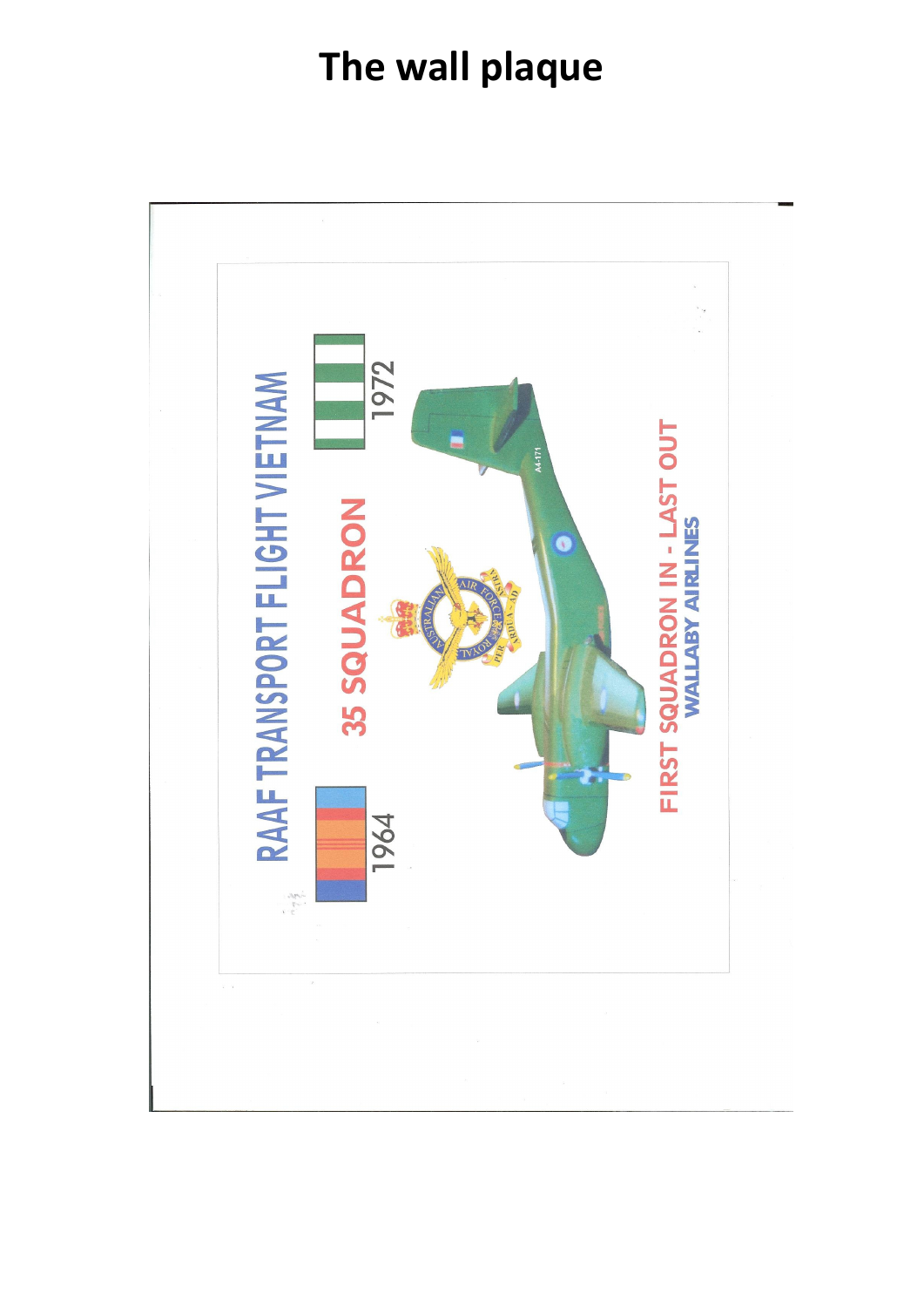# The wall plaque

RAAF TRANSPORT FLIGHT VIETNAM

35 SQUADRON

1964

1972

FIRST SQUADRON IN - LAST OUT

WALLABY AIRLINES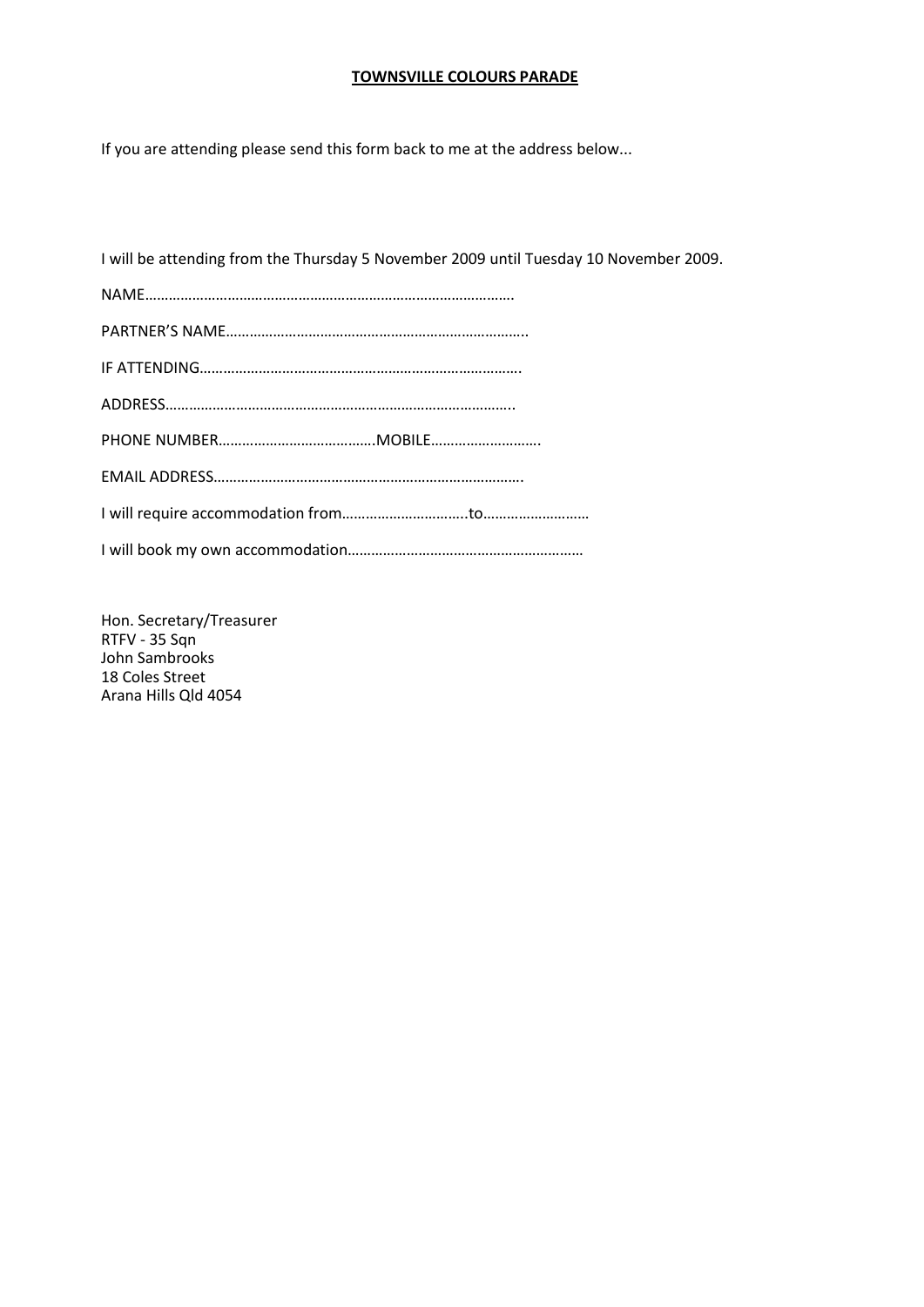**TOWNSVILLE COLOURS PARADE**

If you are attending please send this form back to me at the address below...

I will be attending from the Thursday 5 November 2009 until Tuesday 10 November 2009.

NAME………………………………………………………………………………….

PARTNER'S NAME…………………………………………………………………..

IF ATTENDING……………………………………………………………………….

ADDRESS……………………………………………………………………………..

PHONE NUMBER………………………………….MOBILE……………………….

EMAIL ADDRESS…………………………………………………………………….

I will require accommodation from…………………………..to………………………

I will book my own accommodation……………………………………………………

Hon. Secretary/Treasurer
RTFV - 35 Sqn
John Sambrooks
18 Coles Street
Arana Hills Qld 4054